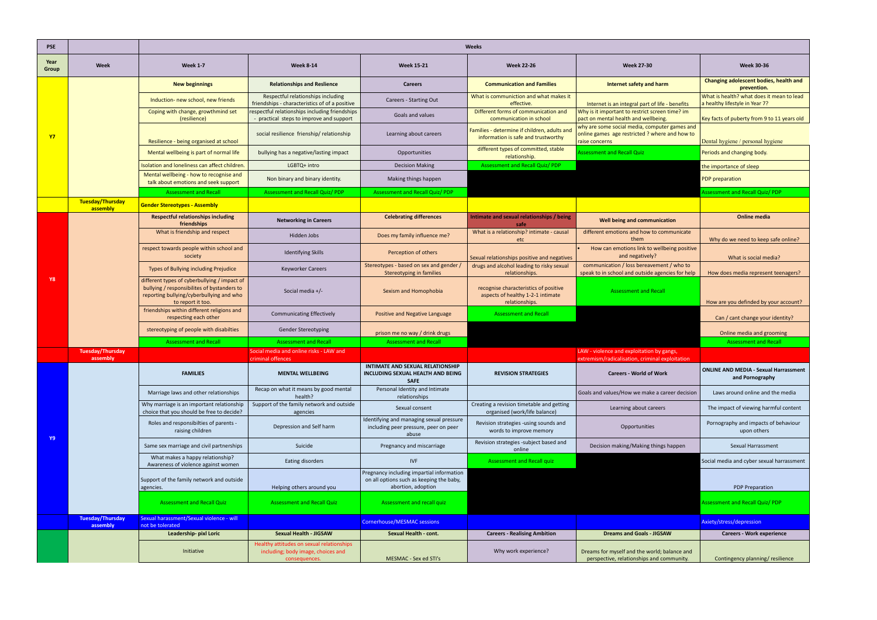| PSE | | Weeks | | | | | |
|---|---|---|---|---|---|---|---|
| Year Group | Week | Week 1-7 | Week 8-14 | Week 15-21 | Week 22-26 | Week 27-30 | Week 30-36 |
| Y7 | | **New beginnings** | **Relationships and Reslience** | **Careers** | **Communication and Families** | **Internet safety and harm** | **Changing adolescent bodies, health and prevention.** |
| | | Induction- new school, new friends | Respectful relationships including friendships - characteristics of of a positive | Careers - Starting Out | What is communiction and what makes it effective. | Internet is an integral part of life - benefits | What is health? what does it mean to lead a healthy lifestyle in Year 7? |
| | | Coping with change, growthmind set (resilience) | respectful relationships including friendships - practical steps to improve and support | Goals and values | Different forms of communication and communication in school | Why is it important to restrict screen time? im pact on mental health and wellbeing. | Key facts of puberty from 9 to 11 years old |
| | | Resilience - being organised at school | social resilience frienship/ relationship | Learning about careers | Families - determine if children, adults and information is safe and trustworthy | why are some social media, computer games and online games age restricted ? where and how to raise concerns | Dental hygiene / personal hygiene |
| | | Mental wellbeing is part of normal life | bullying has a negative/lasting impact | Opportunities | different types of committed, stable relationship. | Assessment and Recall Quiz | Periods and changing body. |
| | | Isolation and loneliness can affect children. | LGBTQ+ intro | Decision Making | Assessment and Recall Quiz/ PDP | | the importance of sleep |
| | | Mental wellbeing - how to recognise and talk about emotions and seek support | Non binary and binary identity. | Making things happen | | | PDP preparation |
| | | Assessment and Recall | Assessment and Recall Quiz/ PDP | Assessment and Recall Quiz/ PDP | | | Assessment and Recall Quiz/ PDP |
| | Tuesday/Thursday assembly | **Gender Stereotypes - Assembly** | | | | | |
| Y8 | | **Respectful relationships including friendships** | **Networking in Careers** | **Celebrating differences** | **Intimate and sexual relationships / being safe** | **Well being and communication** | **Online media** |
| | | What is friendship and respect | Hidden Jobs | Does my family influence me? | What is a relationship? intimate - causal etc | different emotions and how to communicate them | Why do we need to keep safe online? |
| | | respect towards people within school and society | Identifying Skills | Perception of others | Sexual relationships positive and negatives | • How can emotions link to wellbeing positive and negatively? | What is social media? |
| | | Types of Bullying including Prejudice | Keyworker Careers | Stereotypes - based on sex and gender / Stereotyping in families | drugs and alcohol leading to risky sexual relationships. | communication / loss bereavement / who to speak to in school and outside agencies for help | How does media represent teenagers? |
| | | different types of cyberbullying / impact of bullying / responsibilites of bystanders to reporting bullying/cyberbullying and who to report it too. | Social media +/- | Sexism and Homophobia | recognise characteristics of positive aspects of healthy 1-2-1 intimate relationships. | Assessment and Recall | How are you definded by your account? |
| | | friendships within different religions and respecting each other | Communicating Effectively | Positive and Negative Language | Assessment and Recall | | Can / cant change your identity? |
| | | stereotyping of people with disabilties | Gender Stereotyping | prison me no way / drink drugs | | | Online media and grooming |
| | | Assessment and Recall | Assessment and Recall | Assessment and Recall | | | Assessment and Recall |
| | Tuesday/Thursday assembly | | Social media and online risks - LAW and criminal offences | | | LAW - violence and exploitation by gangs, extremism/radicalisation, criminal exploitation | |
| Y9 | | **FAMILIES** | **MENTAL WELLBEING** | **INTIMATE AND SEXUAL RELATIONSHIP INCLUDING SEXUAL HEALTH AND BEING SAFE** | **REVISION STRATEGIES** | **Careers - World of Work** | **ONLINE AND MEDIA - Sexual Harrassment and Pornography** |
| | | Marriage laws and other relationships | Recap on what it means by good mental health? | Personal Identity and Intimate relationships | | Goals and values/How we make a career decision | Laws around online and the media |
| | | Why marriage is an important relationship choice that you should be free to decide? | Support of the family network and outside agencies | Sexual consent | Creating a revision timetable and getting organised (work/life balance) | Learning about careers | The impact of viewing harmful content |
| | | Roles and responsibilties of parents - raising children | Depression and Self harm | Identifying and managing sexual pressure including peer pressure, peer on peer abuse | Revision strategies -using sounds and words to improve memory | Opportunities | Pornography and impacts of behaviour upon others |
| | | Same sex marriage and civil partnerships | Suicide | Pregnancy and miscarriage | Revision strategies -subject based and online | Decision making/Making things happen | Sexual Harrassment |
| | | What makes a happy relationship? Awareness of violence against women | Eating disorders | IVF | Assessment and Recall quiz | | Social media and cyber sexual harrassment |
| | | Support of the family network and outside agencies. | Helping others around you | Pregnancy including impartial information on all options such as keeping the baby, abortion, adoption | | | PDP Preparation |
| | | Assessment and Recall Quiz | Assessment and Recall Quiz | Assessment and recall quiz | | | Assessment and Recall Quiz/ PDP |
| | Tuesday/Thursday assembly | Sexual harassment/Sexual violence - will not be tolerated | | Cornerhouse/MESMAC sessions | | | Axiety/stress/depression |
| | | **Leadership- pixl Loric** | **Sexual Health - JIGSAW** | **Sexual Health - cont.** | **Careers - Realising Ambition** | **Dreams and Goals - JIGSAW** | **Careers - Work experience** |
| | | Initiative | Healthy attitudes on sexual relationships including; body image, choices and consequences. | MESMAC - Sex ed STI's | Why work experience? | Dreams for myself and the world; balance and perspective, relationships and community. | Contingency planning/ resilience |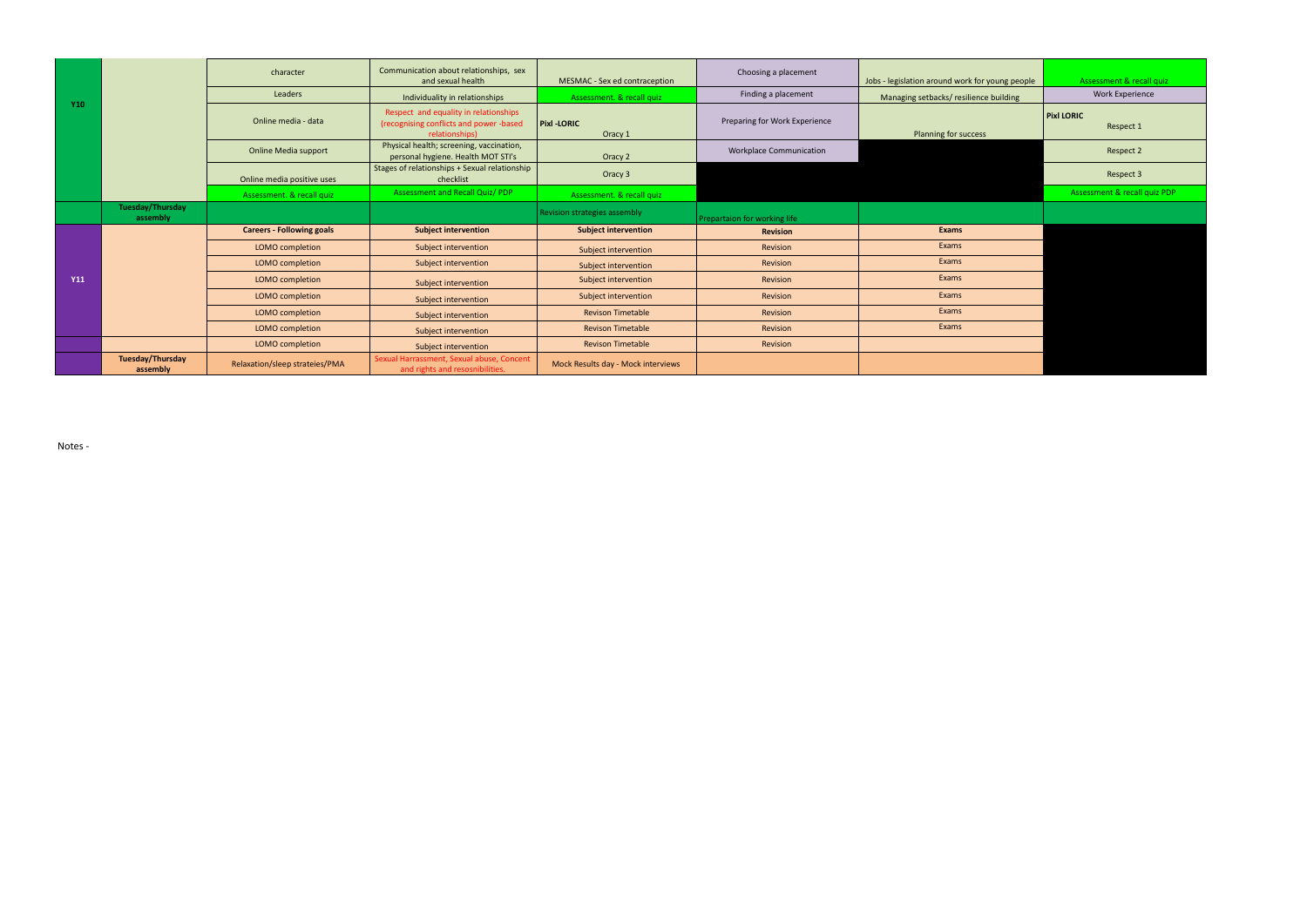| | | | | | | | |
|---|---|---|---|---|---|---|---|
| Y10 | | character | Communication about relationships, sex and sexual health | MESMAC - Sex ed contraception | Choosing a placement | Jobs - legislation around work for young people | Assessment & recall quiz |
| | | Leaders | Individuality in relationships | Assessment. & recall quiz | Finding a placement | Managing setbacks/ resilience building | Work Experience |
| | | Online media - data | Respect and equality in relationships (recognising conflicts and power -based relationships) | Pixl -LORIC Oracy 1 | Preparing for Work Experience | Planning for success | Pixl LORIC Respect 1 |
| | | Online Media support | Physical health; screening, vaccination, personal hygiene. Health MOT STI's | Oracy 2 | Workplace Communication | | Respect 2 |
| | | Online media positive uses | Stages of relationships + Sexual relationship checklist | Oracy 3 | | | Respect 3 |
| | | Assessment. & recall quiz | Assessment and Recall Quiz/ PDP | Assessment. & recall quiz | | | Assessment & recall quiz PDP |
| | **Tuesday/Thursday assembly** | | | Revision strategies assembly | Prepartaion for working life | | |
| Y11 | | **Careers - Following goals** | **Subject intervention** | **Subject intervention** | **Revision** | **Exams** | |
| | | LOMO completion | Subject intervention | Subject intervention | Revision | Exams | |
| | | LOMO completion | Subject intervention | Subject intervention | Revision | Exams | |
| | | LOMO completion | Subject intervention | Subject intervention | Revision | Exams | |
| | | LOMO completion | Subject intervention | Subject intervention | Revision | Exams | |
| | | LOMO completion | Subject intervention | Revison Timetable | Revision | Exams | |
| | | LOMO completion | Subject intervention | Revison Timetable | Revision | Exams | |
| | | LOMO completion | Subject intervention | Revison Timetable | Revision | | |
| | **Tuesday/Thursday assembly** | Relaxation/sleep strateies/PMA | Sexual Harrassment, Sexual abuse, Concent and rights and resosnibilities. | Mock Results day - Mock interviews | | | |

Notes -